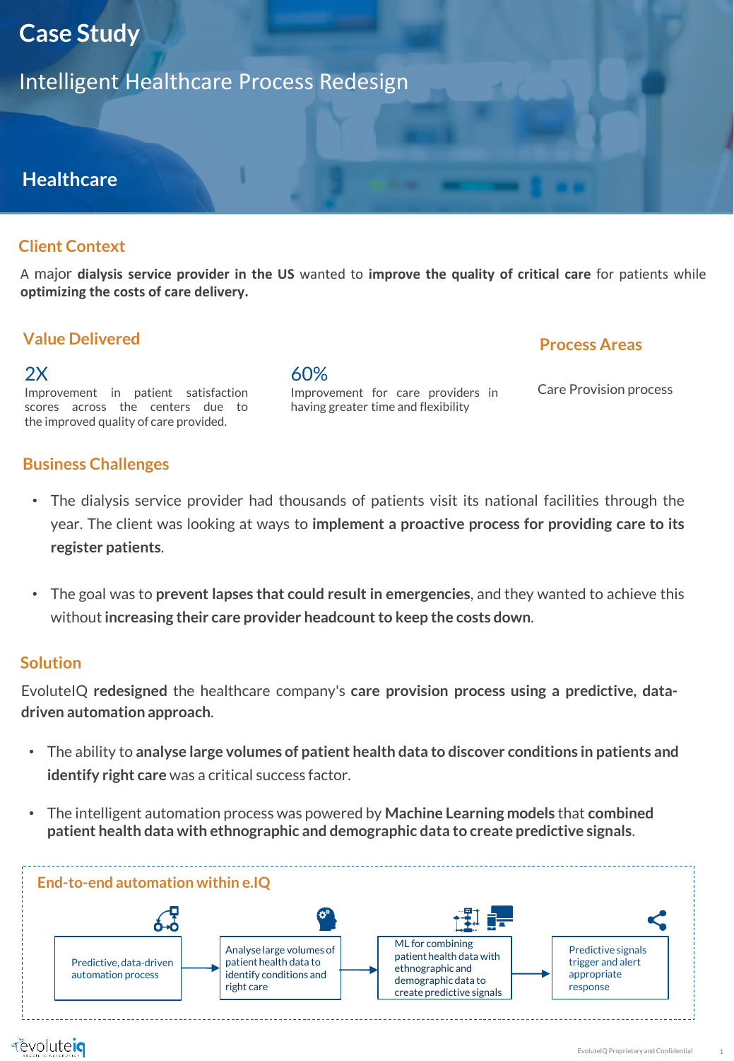# Case Study

## Intelligent Healthcare Process Redesign

### Healthcare

## Client Context

A major **dialysis service provider in the US** wanted to **improve the quality of critical care** for patients while **optimizing the costs of care delivery.**

## Value Delivered

**2X**
Improvement in patient satisfaction scores across the centers due to the improved quality of care provided.

**60%**
Improvement for care providers in having greater time and flexibility

## Process Areas

Care Provision process

## Business Challenges

- The dialysis service provider had thousands of patients visit its national facilities through the year. The client was looking at ways to **implement a proactive process for providing care to its register patients**.
- The goal was to **prevent lapses that could result in emergencies**, and they wanted to achieve this without **increasing their care provider headcount to keep the costs down**.

## Solution

EvoluteIQ **redesigned** the healthcare company's **care provision process using a predictive, data-driven automation approach**.

- The ability to **analyse large volumes of patient health data to discover conditions in patients and identify right care** was a critical success factor.
- The intelligent automation process was powered by **Machine Learning models** that **combined patient health data with ethnographic and demographic data to create predictive signals**.

### End-to-end automation within e.IQ

Predictive, data-driven automation process → Analyse large volumes of patient health data to identify conditions and right care → ML for combining patient health data with ethnographic and demographic data to create predictive signals → Predictive signals trigger and alert appropriate response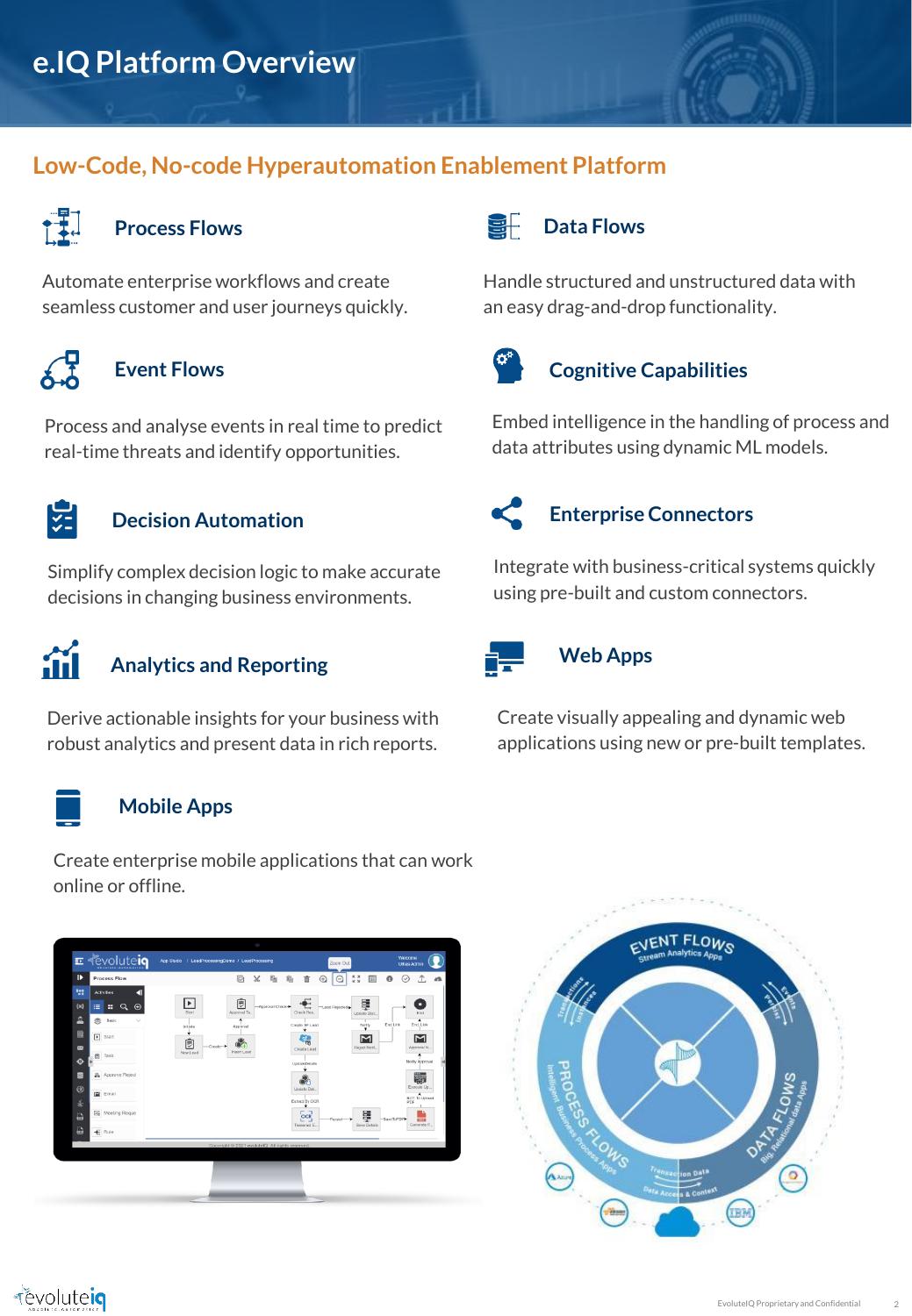# e.IQ Platform Overview

## Low-Code, No-code Hyperautomation Enablement Platform

### Process Flows

Automate enterprise workflows and create seamless customer and user journeys quickly.

### Data Flows

Handle structured and unstructured data with an easy drag-and-drop functionality.

### Event Flows

Process and analyse events in real time to predict real-time threats and identify opportunities.

### Cognitive Capabilities

Embed intelligence in the handling of process and data attributes using dynamic ML models.

### Decision Automation

Simplify complex decision logic to make accurate decisions in changing business environments.

### Enterprise Connectors

Integrate with business-critical systems quickly using pre-built and custom connectors.

### Analytics and Reporting

Derive actionable insights for your business with robust analytics and present data in rich reports.

### Web Apps

Create visually appealing and dynamic web applications using new or pre-built templates.

### Mobile Apps

Create enterprise mobile applications that can work online or offline.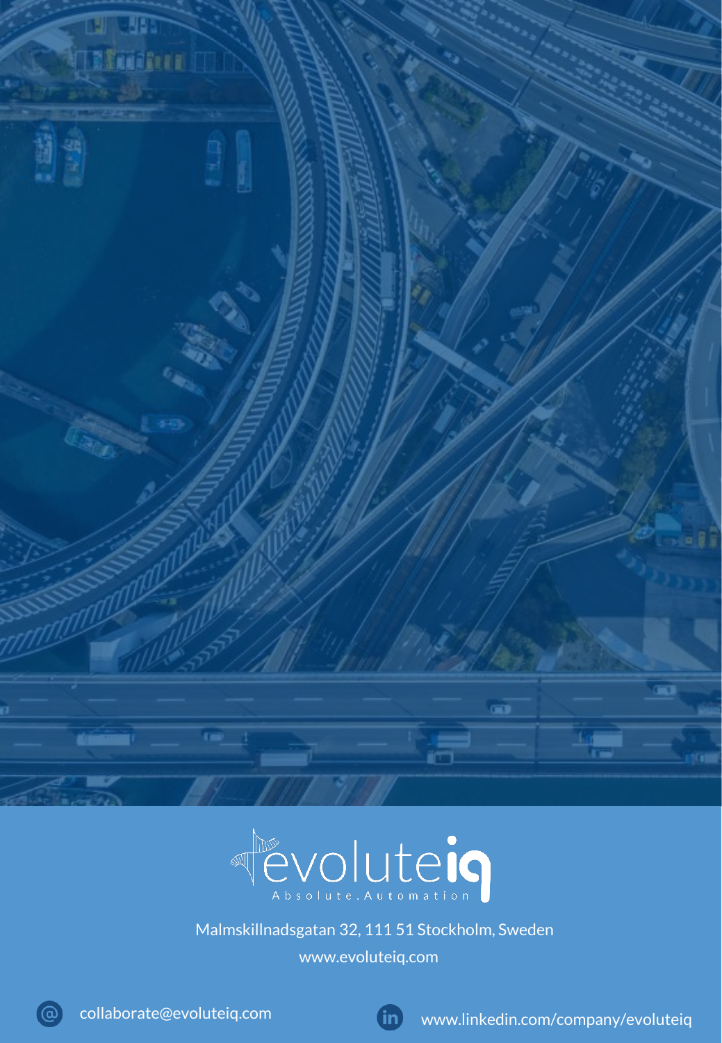evoluteiq

Absolute.Automation

Malmskillnadsgatan 32, 111 51 Stockholm, Sweden

www.evoluteiq.com

collaborate@evoluteiq.com

www.linkedin.com/company/evoluteiq